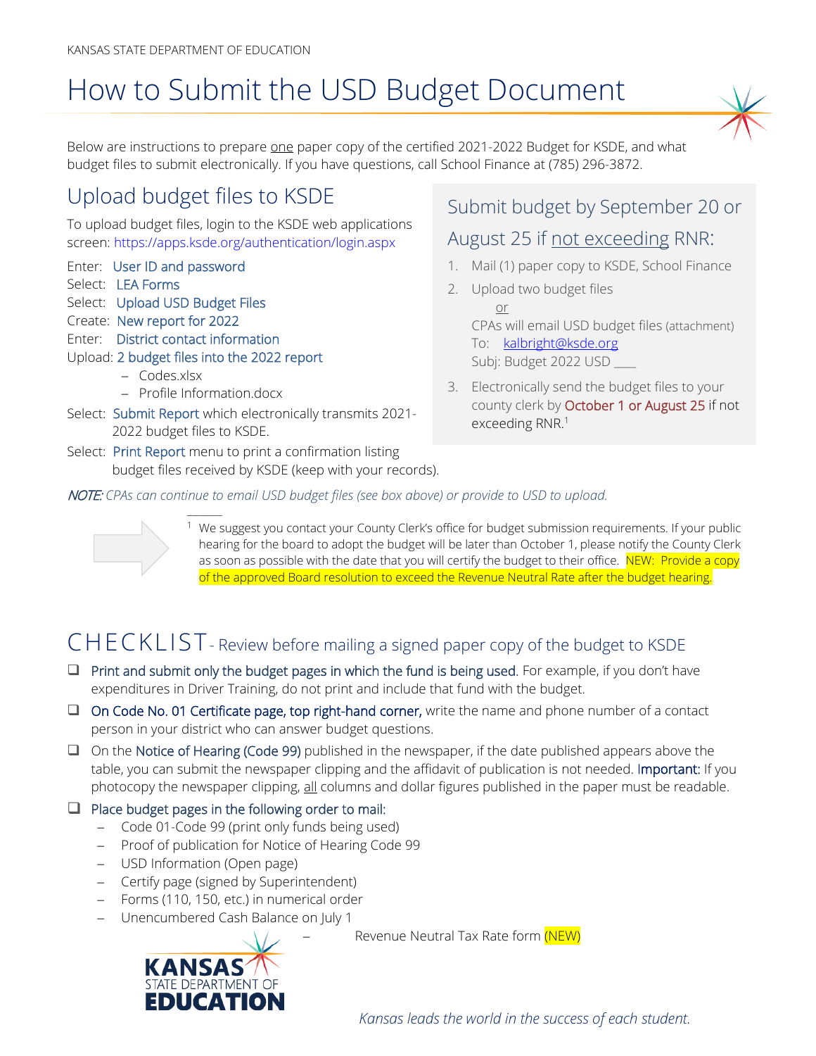KANSAS STATE DEPARTMENT OF EDUCATION

# How to Submit the USD Budget Document

Below are instructions to prepare one paper copy of the certified 2021-2022 Budget for KSDE, and what budget files to submit electronically. If you have questions, call School Finance at (785) 296-3872.

## Upload budget files to KSDE

To upload budget files, login to the KSDE web applications screen: https://apps.ksde.org/authentication/login.aspx

Enter: User ID and password
Select: LEA Forms
Select: Upload USD Budget Files
Create: New report for 2022
Enter: District contact information
Upload: 2 budget files into the 2022 report

- Codes.xlsx
- Profile Information.docx

Select: Submit Report which electronically transmits 2021-2022 budget files to KSDE.
Select: Print Report menu to print a confirmation listing budget files received by KSDE (keep with your records).

## Submit budget by September 20 or August 25 if not exceeding RNR:

1. Mail (1) paper copy to KSDE, School Finance
2. Upload two budget files
   or
   CPAs will email USD budget files (attachment)
   To: kalbright@ksde.org
   Subj: Budget 2022 USD ___
3. Electronically send the budget files to your county clerk by October 1 or August 25 if not exceeding RNR.[1]

***NOTE:*** *CPAs can continue to email USD budget files (see box above) or provide to USD to upload.*

[1] We suggest you contact your County Clerk's office for budget submission requirements. If your public hearing for the board to adopt the budget will be later than October 1, please notify the County Clerk as soon as possible with the date that you will certify the budget to their office. NEW: Provide a copy of the approved Board resolution to exceed the Revenue Neutral Rate after the budget hearing.

## CHECKLIST - Review before mailing a signed paper copy of the budget to KSDE

- ❑ Print and submit only the budget pages in which the fund is being used. For example, if you don't have expenditures in Driver Training, do not print and include that fund with the budget.
- ❑ On Code No. 01 Certificate page, top right-hand corner, write the name and phone number of a contact person in your district who can answer budget questions.
- ❑ On the Notice of Hearing (Code 99) published in the newspaper, if the date published appears above the table, you can submit the newspaper clipping and the affidavit of publication is not needed. Important: If you photocopy the newspaper clipping, all columns and dollar figures published in the paper must be readable.
- ❑ Place budget pages in the following order to mail:
  - Code 01-Code 99 (print only funds being used)
  - Proof of publication for Notice of Hearing Code 99
  - USD Information (Open page)
  - Certify page (signed by Superintendent)
  - Forms (110, 150, etc.) in numerical order
  - Unencumbered Cash Balance on July 1
  - Revenue Neutral Tax Rate form (NEW)

*Kansas leads the world in the success of each student.*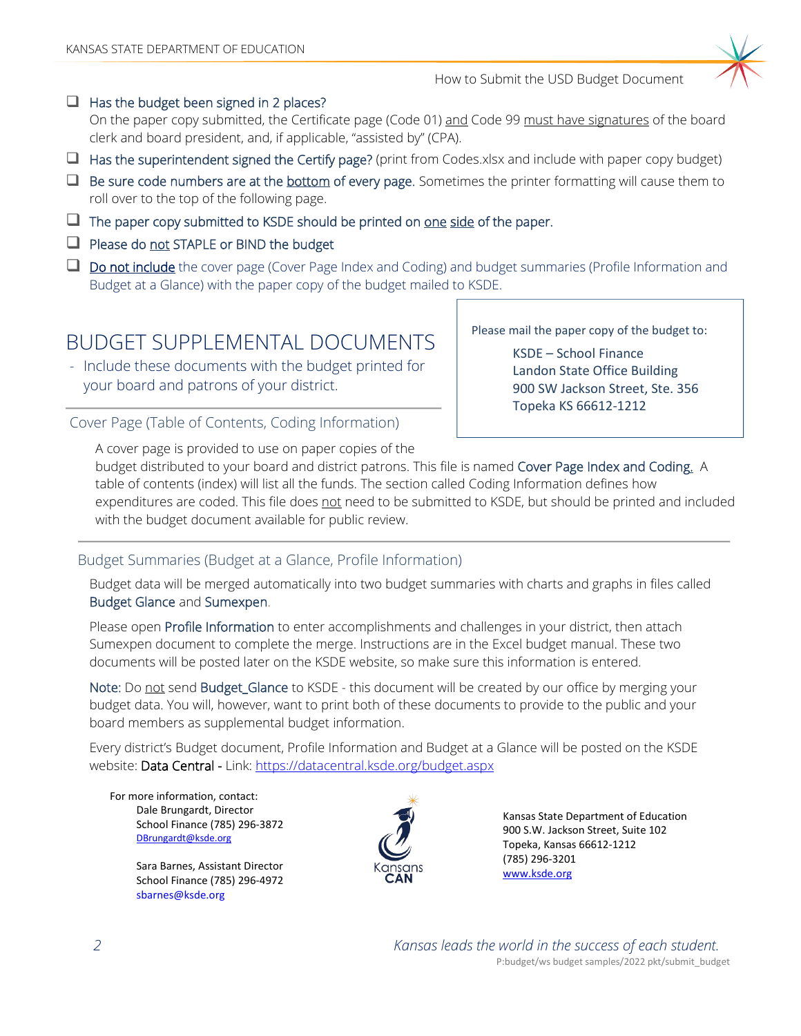- [ ] Has the budget been signed in 2 places?
  On the paper copy submitted, the Certificate page (Code 01) and Code 99 must have signatures of the board clerk and board president, and, if applicable, "assisted by" (CPA).
- [ ] Has the superintendent signed the Certify page? (print from Codes.xlsx and include with paper copy budget)
- [ ] Be sure code numbers are at the bottom of every page. Sometimes the printer formatting will cause them to roll over to the top of the following page.
- [ ] The paper copy submitted to KSDE should be printed on one side of the paper.
- [ ] Please do not STAPLE or BIND the budget
- [ ] Do not include the cover page (Cover Page Index and Coding) and budget summaries (Profile Information and Budget at a Glance) with the paper copy of the budget mailed to KSDE.

# BUDGET SUPPLEMENTAL DOCUMENTS

- Include these documents with the budget printed for your board and patrons of your district.

Please mail the paper copy of the budget to:

KSDE – School Finance
Landon State Office Building
900 SW Jackson Street, Ste. 356
Topeka KS 66612-1212

## Cover Page (Table of Contents, Coding Information)

A cover page is provided to use on paper copies of the budget distributed to your board and district patrons. This file is named Cover Page Index and Coding. A table of contents (index) will list all the funds. The section called Coding Information defines how expenditures are coded. This file does not need to be submitted to KSDE, but should be printed and included with the budget document available for public review.

## Budget Summaries (Budget at a Glance, Profile Information)

Budget data will be merged automatically into two budget summaries with charts and graphs in files called Budget Glance and Sumexpen.

Please open Profile Information to enter accomplishments and challenges in your district, then attach Sumexpen document to complete the merge. Instructions are in the Excel budget manual. These two documents will be posted later on the KSDE website, so make sure this information is entered.

Note: Do not send Budget_Glance to KSDE - this document will be created by our office by merging your budget data. You will, however, want to print both of these documents to provide to the public and your board members as supplemental budget information.

Every district's Budget document, Profile Information and Budget at a Glance will be posted on the KSDE website: Data Central - Link: https://datacentral.ksde.org/budget.aspx

For more information, contact:

Dale Brungardt, Director
School Finance (785) 296-3872
DBrungardt@ksde.org

Sara Barnes, Assistant Director
School Finance (785) 296-4972
sbarnes@ksde.org

Kansans CAN

Kansas State Department of Education
900 S.W. Jackson Street, Suite 102
Topeka, Kansas 66612-1212
(785) 296-3201
www.ksde.org

*Kansas leads the world in the success of each student.*

P:budget/ws budget samples/2022 pkt/submit_budget